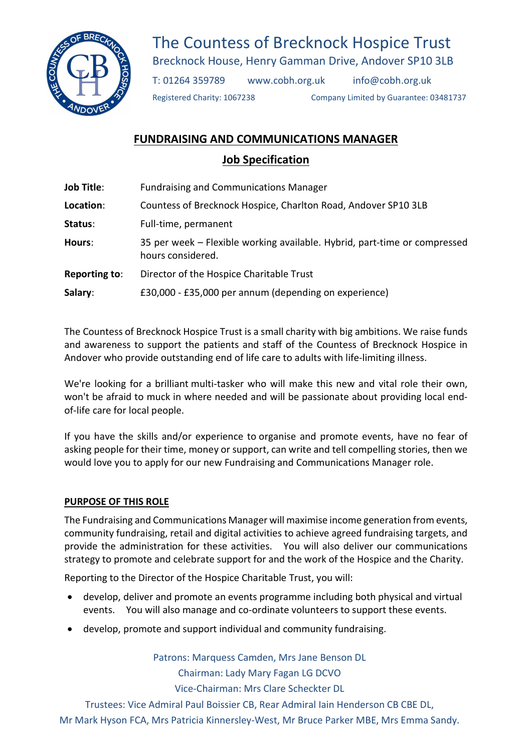# The Countess of Brecknock Hospice Trust

Brecknock House, Henry Gamman Drive, Andover SP10 3LB

T: 01264 359789 www.cobh.org.uk info@cobh.org.uk

Registered Charity: 1067238 Company Limited by Guarantee: 03481737

## FUNDRAISING AND COMMUNICATIONS MANAGER

### Job Specification

| | |
|---|---|
| **Job Title**: | Fundraising and Communications Manager |
| **Location**: | Countess of Brecknock Hospice, Charlton Road, Andover SP10 3LB |
| **Status**: | Full-time, permanent |
| **Hours**: | 35 per week – Flexible working available. Hybrid, part-time or compressed hours considered. |
| **Reporting to**: | Director of the Hospice Charitable Trust |
| **Salary**: | £30,000 - £35,000 per annum (depending on experience) |

The Countess of Brecknock Hospice Trust is a small charity with big ambitions. We raise funds and awareness to support the patients and staff of the Countess of Brecknock Hospice in Andover who provide outstanding end of life care to adults with life-limiting illness.

We're looking for a brilliant multi-tasker who will make this new and vital role their own, won't be afraid to muck in where needed and will be passionate about providing local end-of-life care for local people.

If you have the skills and/or experience to organise and promote events, have no fear of asking people for their time, money or support, can write and tell compelling stories, then we would love you to apply for our new Fundraising and Communications Manager role.

### PURPOSE OF THIS ROLE

The Fundraising and Communications Manager will maximise income generation from events, community fundraising, retail and digital activities to achieve agreed fundraising targets, and provide the administration for these activities. You will also deliver our communications strategy to promote and celebrate support for and the work of the Hospice and the Charity.

Reporting to the Director of the Hospice Charitable Trust, you will:

- develop, deliver and promote an events programme including both physical and virtual events. You will also manage and co-ordinate volunteers to support these events.
- develop, promote and support individual and community fundraising.

Patrons: Marquess Camden, Mrs Jane Benson DL
Chairman: Lady Mary Fagan LG DCVO
Vice-Chairman: Mrs Clare Scheckter DL
Trustees: Vice Admiral Paul Boissier CB, Rear Admiral Iain Henderson CB CBE DL,
Mr Mark Hyson FCA, Mrs Patricia Kinnersley-West, Mr Bruce Parker MBE, Mrs Emma Sandy.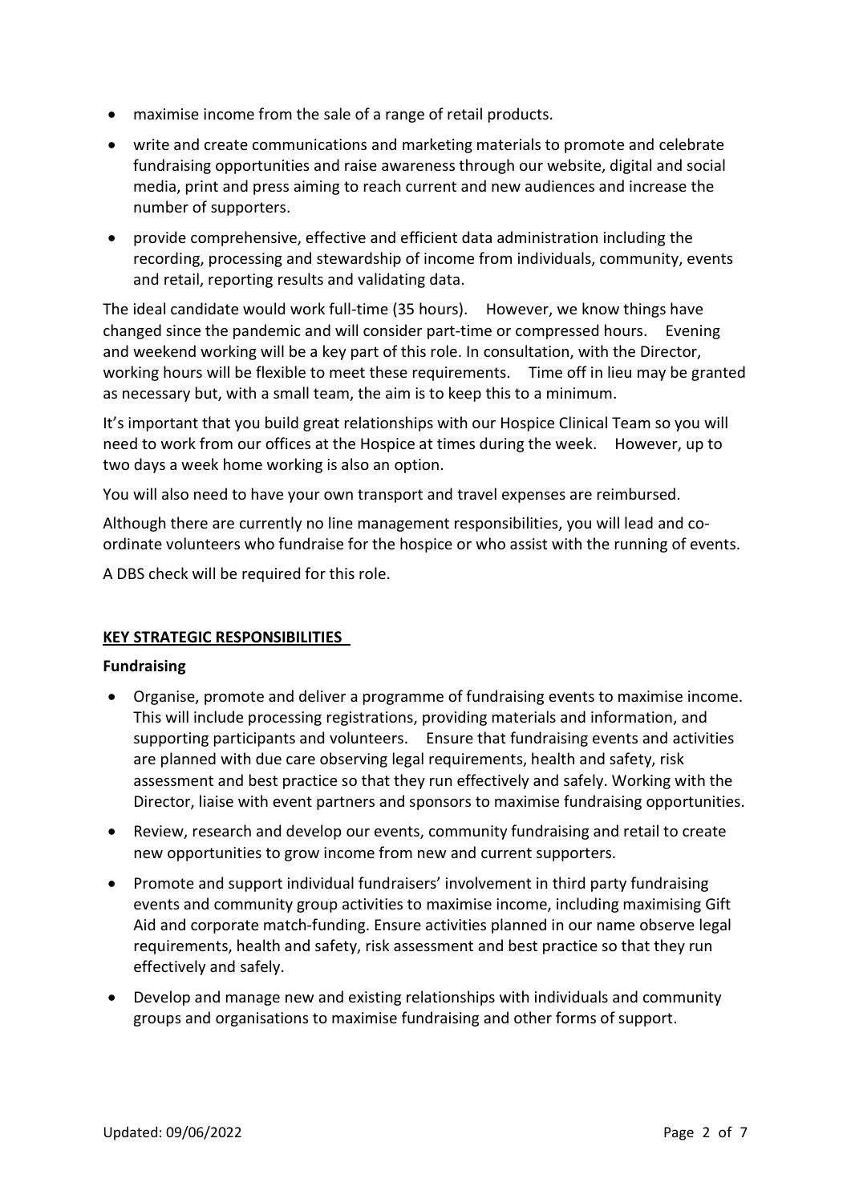- maximise income from the sale of a range of retail products.
- write and create communications and marketing materials to promote and celebrate fundraising opportunities and raise awareness through our website, digital and social media, print and press aiming to reach current and new audiences and increase the number of supporters.
- provide comprehensive, effective and efficient data administration including the recording, processing and stewardship of income from individuals, community, events and retail, reporting results and validating data.

The ideal candidate would work full-time (35 hours). However, we know things have changed since the pandemic and will consider part-time or compressed hours. Evening and weekend working will be a key part of this role. In consultation, with the Director, working hours will be flexible to meet these requirements. Time off in lieu may be granted as necessary but, with a small team, the aim is to keep this to a minimum.

It's important that you build great relationships with our Hospice Clinical Team so you will need to work from our offices at the Hospice at times during the week. However, up to two days a week home working is also an option.

You will also need to have your own transport and travel expenses are reimbursed.

Although there are currently no line management responsibilities, you will lead and co-ordinate volunteers who fundraise for the hospice or who assist with the running of events.

A DBS check will be required for this role.

## KEY STRATEGIC RESPONSIBILITIES

### Fundraising

- Organise, promote and deliver a programme of fundraising events to maximise income. This will include processing registrations, providing materials and information, and supporting participants and volunteers. Ensure that fundraising events and activities are planned with due care observing legal requirements, health and safety, risk assessment and best practice so that they run effectively and safely. Working with the Director, liaise with event partners and sponsors to maximise fundraising opportunities.
- Review, research and develop our events, community fundraising and retail to create new opportunities to grow income from new and current supporters.
- Promote and support individual fundraisers' involvement in third party fundraising events and community group activities to maximise income, including maximising Gift Aid and corporate match-funding. Ensure activities planned in our name observe legal requirements, health and safety, risk assessment and best practice so that they run effectively and safely.
- Develop and manage new and existing relationships with individuals and community groups and organisations to maximise fundraising and other forms of support.

Updated: 09/06/2022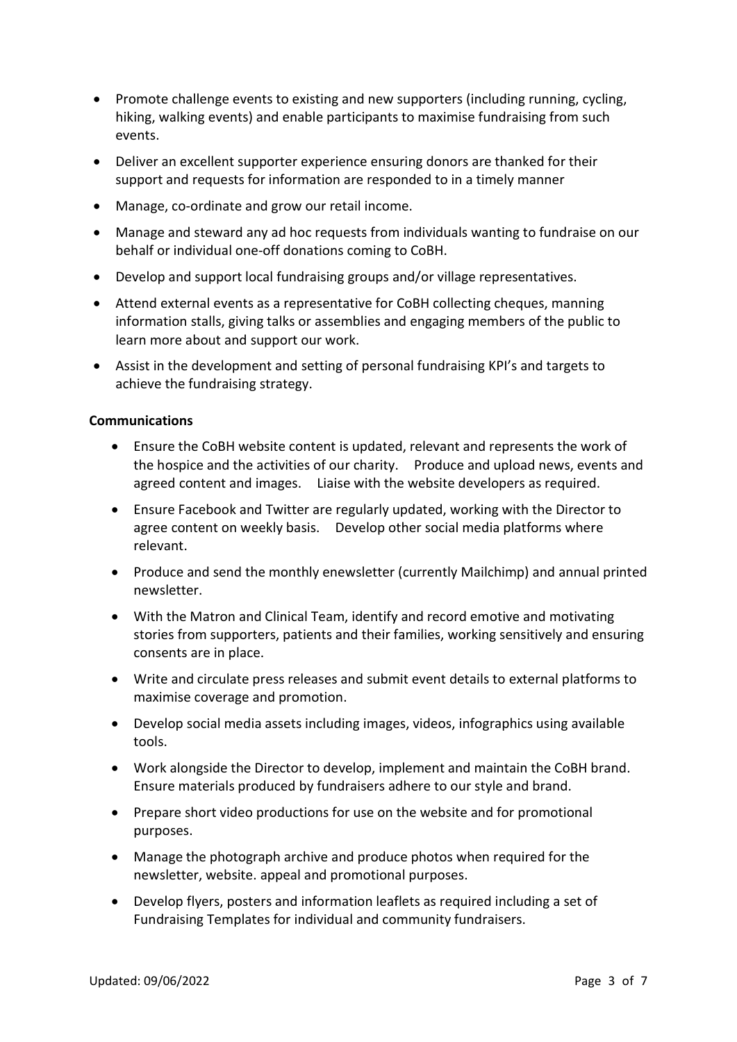- Promote challenge events to existing and new supporters (including running, cycling, hiking, walking events) and enable participants to maximise fundraising from such events.
- Deliver an excellent supporter experience ensuring donors are thanked for their support and requests for information are responded to in a timely manner
- Manage, co-ordinate and grow our retail income.
- Manage and steward any ad hoc requests from individuals wanting to fundraise on our behalf or individual one-off donations coming to CoBH.
- Develop and support local fundraising groups and/or village representatives.
- Attend external events as a representative for CoBH collecting cheques, manning information stalls, giving talks or assemblies and engaging members of the public to learn more about and support our work.
- Assist in the development and setting of personal fundraising KPI's and targets to achieve the fundraising strategy.

**Communications**

- Ensure the CoBH website content is updated, relevant and represents the work of the hospice and the activities of our charity. Produce and upload news, events and agreed content and images. Liaise with the website developers as required.
- Ensure Facebook and Twitter are regularly updated, working with the Director to agree content on weekly basis. Develop other social media platforms where relevant.
- Produce and send the monthly enewsletter (currently Mailchimp) and annual printed newsletter.
- With the Matron and Clinical Team, identify and record emotive and motivating stories from supporters, patients and their families, working sensitively and ensuring consents are in place.
- Write and circulate press releases and submit event details to external platforms to maximise coverage and promotion.
- Develop social media assets including images, videos, infographics using available tools.
- Work alongside the Director to develop, implement and maintain the CoBH brand. Ensure materials produced by fundraisers adhere to our style and brand.
- Prepare short video productions for use on the website and for promotional purposes.
- Manage the photograph archive and produce photos when required for the newsletter, website. appeal and promotional purposes.
- Develop flyers, posters and information leaflets as required including a set of Fundraising Templates for individual and community fundraisers.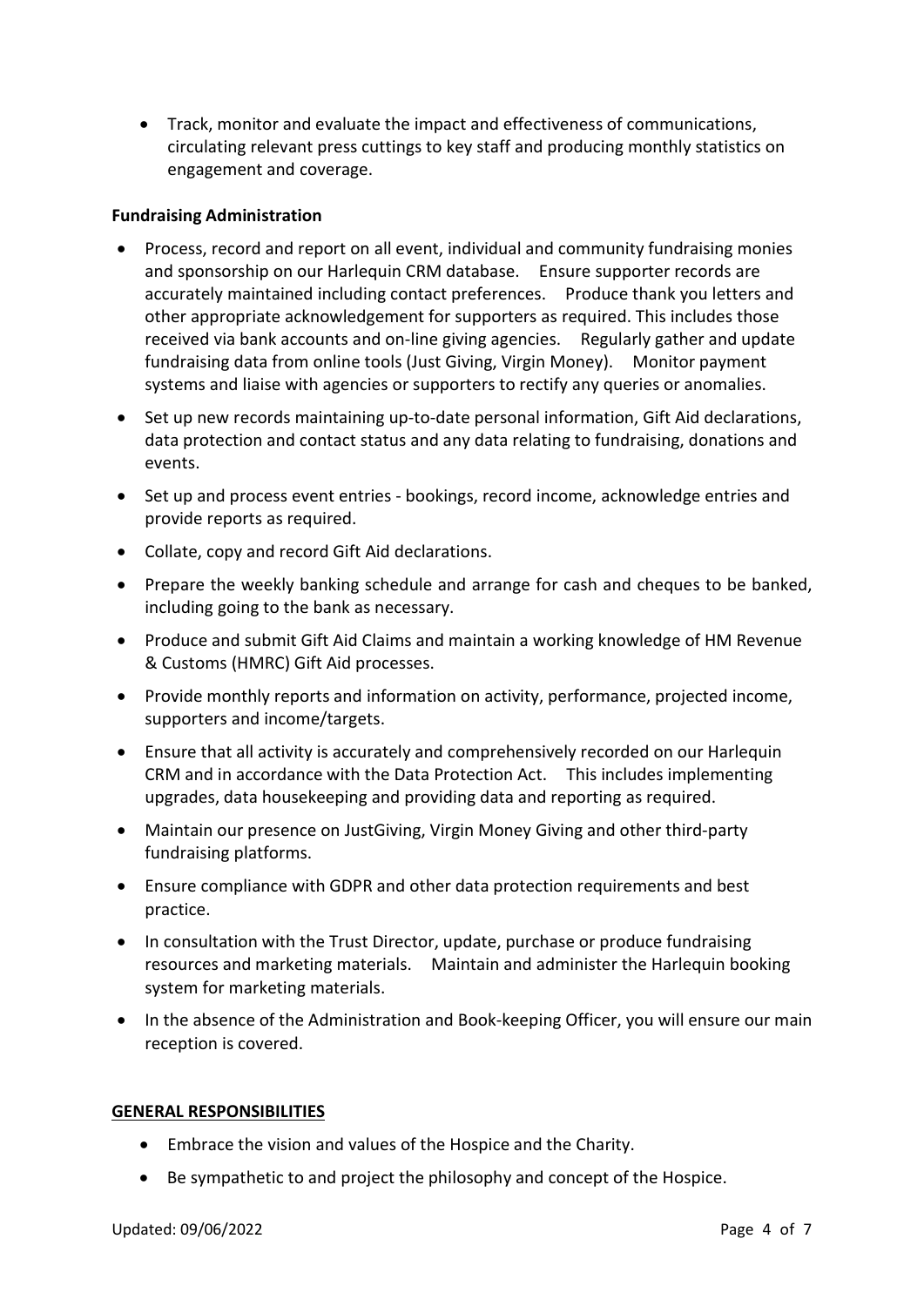- Track, monitor and evaluate the impact and effectiveness of communications, circulating relevant press cuttings to key staff and producing monthly statistics on engagement and coverage.

**Fundraising Administration**

- Process, record and report on all event, individual and community fundraising monies and sponsorship on our Harlequin CRM database. Ensure supporter records are accurately maintained including contact preferences. Produce thank you letters and other appropriate acknowledgement for supporters as required. This includes those received via bank accounts and on-line giving agencies. Regularly gather and update fundraising data from online tools (Just Giving, Virgin Money). Monitor payment systems and liaise with agencies or supporters to rectify any queries or anomalies.
- Set up new records maintaining up-to-date personal information, Gift Aid declarations, data protection and contact status and any data relating to fundraising, donations and events.
- Set up and process event entries - bookings, record income, acknowledge entries and provide reports as required.
- Collate, copy and record Gift Aid declarations.
- Prepare the weekly banking schedule and arrange for cash and cheques to be banked, including going to the bank as necessary.
- Produce and submit Gift Aid Claims and maintain a working knowledge of HM Revenue & Customs (HMRC) Gift Aid processes.
- Provide monthly reports and information on activity, performance, projected income, supporters and income/targets.
- Ensure that all activity is accurately and comprehensively recorded on our Harlequin CRM and in accordance with the Data Protection Act. This includes implementing upgrades, data housekeeping and providing data and reporting as required.
- Maintain our presence on JustGiving, Virgin Money Giving and other third-party fundraising platforms.
- Ensure compliance with GDPR and other data protection requirements and best practice.
- In consultation with the Trust Director, update, purchase or produce fundraising resources and marketing materials. Maintain and administer the Harlequin booking system for marketing materials.
- In the absence of the Administration and Book-keeping Officer, you will ensure our main reception is covered.

**GENERAL RESPONSIBILITIES**

- Embrace the vision and values of the Hospice and the Charity.
- Be sympathetic to and project the philosophy and concept of the Hospice.

Updated: 09/06/2022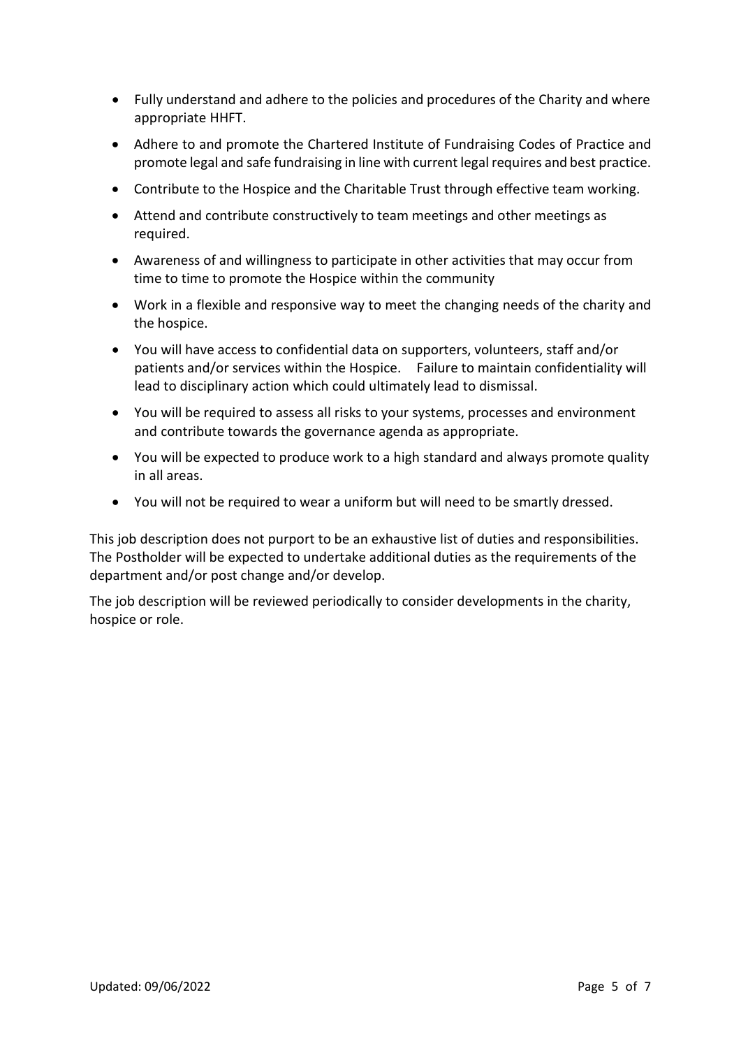- Fully understand and adhere to the policies and procedures of the Charity and where appropriate HHFT.
- Adhere to and promote the Chartered Institute of Fundraising Codes of Practice and promote legal and safe fundraising in line with current legal requires and best practice.
- Contribute to the Hospice and the Charitable Trust through effective team working.
- Attend and contribute constructively to team meetings and other meetings as required.
- Awareness of and willingness to participate in other activities that may occur from time to time to promote the Hospice within the community
- Work in a flexible and responsive way to meet the changing needs of the charity and the hospice.
- You will have access to confidential data on supporters, volunteers, staff and/or patients and/or services within the Hospice. Failure to maintain confidentiality will lead to disciplinary action which could ultimately lead to dismissal.
- You will be required to assess all risks to your systems, processes and environment and contribute towards the governance agenda as appropriate.
- You will be expected to produce work to a high standard and always promote quality in all areas.
- You will not be required to wear a uniform but will need to be smartly dressed.

This job description does not purport to be an exhaustive list of duties and responsibilities. The Postholder will be expected to undertake additional duties as the requirements of the department and/or post change and/or develop.

The job description will be reviewed periodically to consider developments in the charity, hospice or role.

Updated: 09/06/2022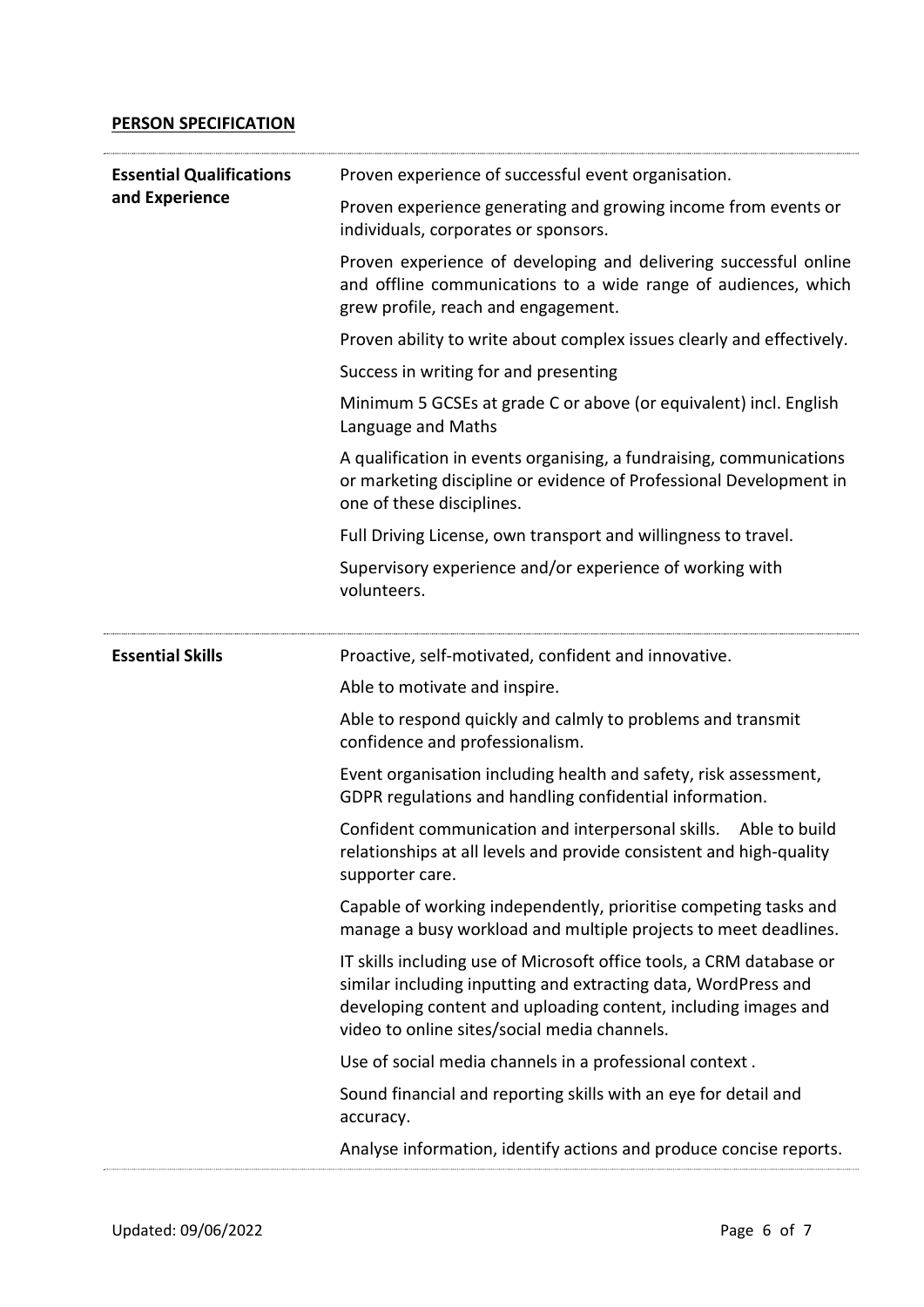## PERSON SPECIFICATION

| | |
|---|---|
| **Essential Qualifications and Experience** | Proven experience of successful event organisation.<br><br>Proven experience generating and growing income from events or individuals, corporates or sponsors.<br><br>Proven experience of developing and delivering successful online and offline communications to a wide range of audiences, which grew profile, reach and engagement.<br><br>Proven ability to write about complex issues clearly and effectively.<br><br>Success in writing for and presenting<br><br>Minimum 5 GCSEs at grade C or above (or equivalent) incl. English Language and Maths<br><br>A qualification in events organising, a fundraising, communications or marketing discipline or evidence of Professional Development in one of these disciplines.<br><br>Full Driving License, own transport and willingness to travel.<br><br>Supervisory experience and/or experience of working with volunteers. |
| **Essential Skills** | Proactive, self-motivated, confident and innovative.<br><br>Able to motivate and inspire.<br><br>Able to respond quickly and calmly to problems and transmit confidence and professionalism.<br><br>Event organisation including health and safety, risk assessment, GDPR regulations and handling confidential information.<br><br>Confident communication and interpersonal skills. Able to build relationships at all levels and provide consistent and high-quality supporter care.<br><br>Capable of working independently, prioritise competing tasks and manage a busy workload and multiple projects to meet deadlines.<br><br>IT skills including use of Microsoft office tools, a CRM database or similar including inputting and extracting data, WordPress and developing content and uploading content, including images and video to online sites/social media channels.<br><br>Use of social media channels in a professional context .<br><br>Sound financial and reporting skills with an eye for detail and accuracy.<br><br>Analyse information, identify actions and produce concise reports. |

Updated: 09/06/2022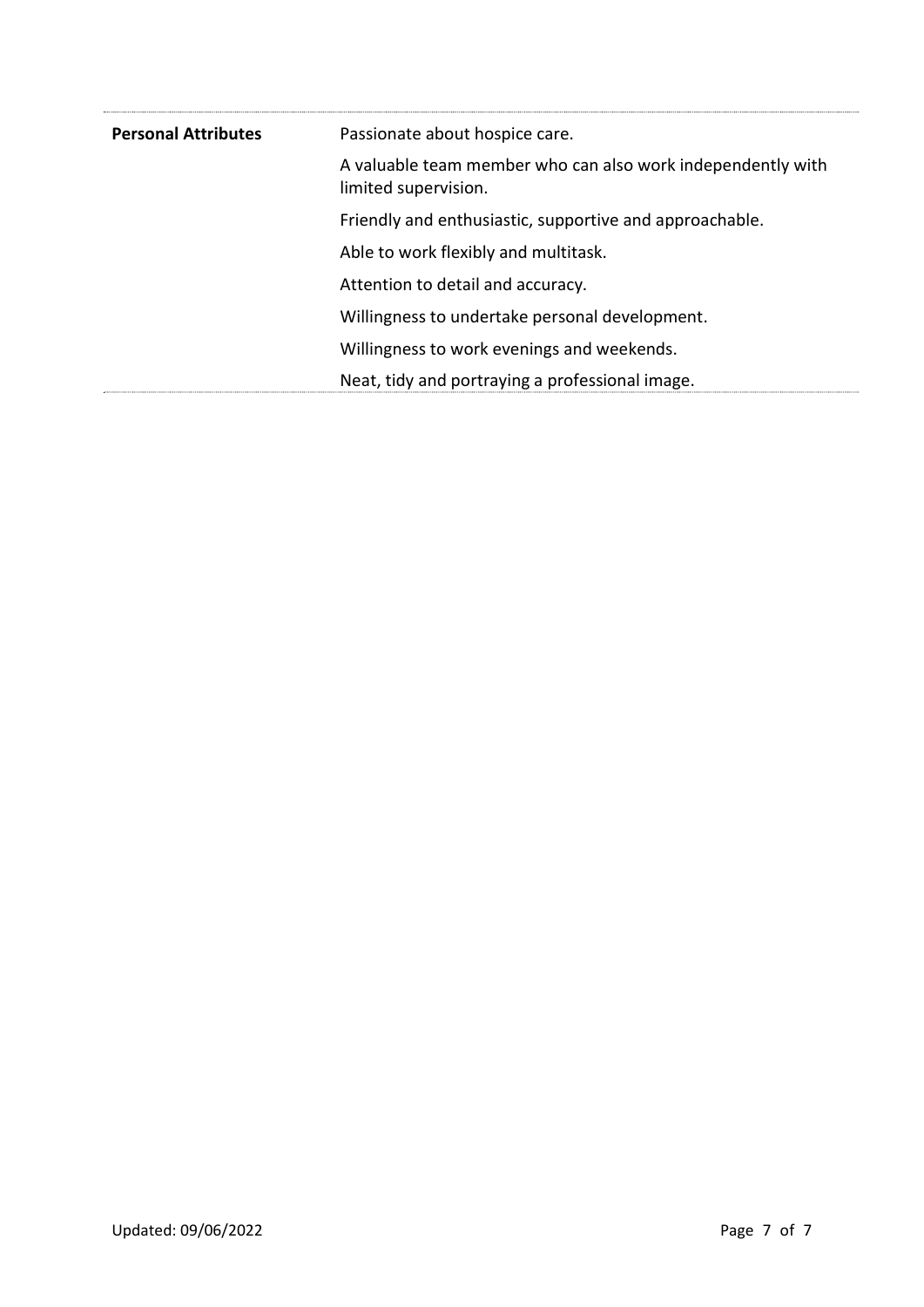| | |
|---|---|
| **Personal Attributes** | Passionate about hospice care. |
| | A valuable team member who can also work independently with limited supervision. |
| | Friendly and enthusiastic, supportive and approachable. |
| | Able to work flexibly and multitask. |
| | Attention to detail and accuracy. |
| | Willingness to undertake personal development. |
| | Willingness to work evenings and weekends. |
| | Neat, tidy and portraying a professional image. |

Updated: 09/06/2022